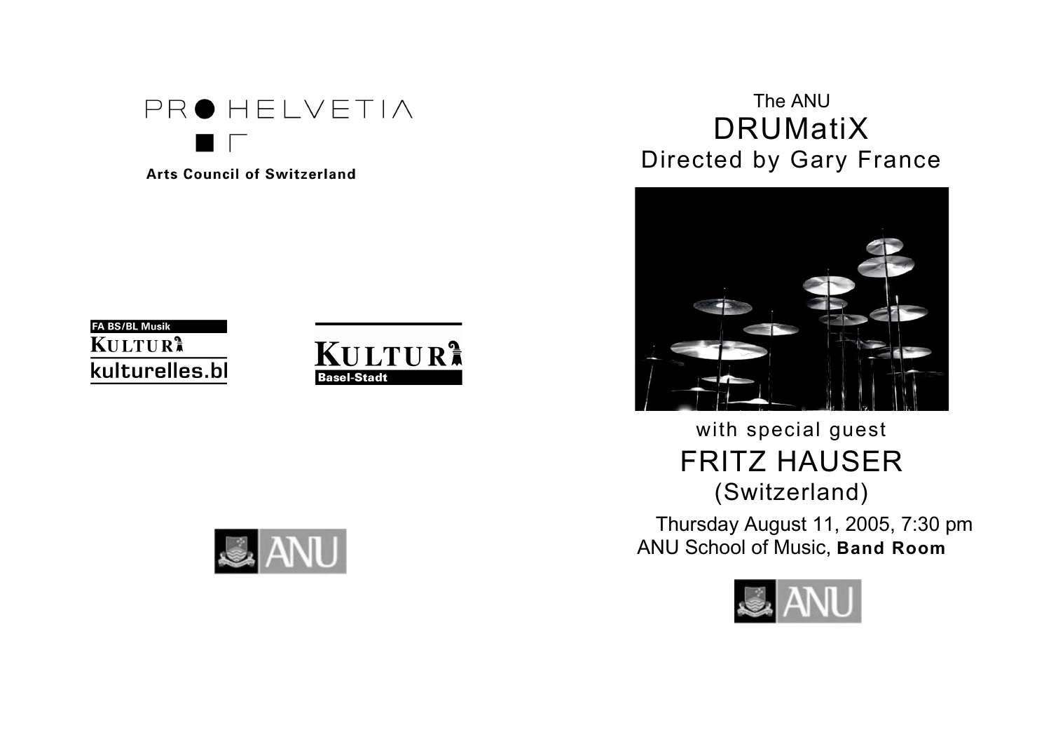PRO HELVETIA

Arts Council of Switzerland

FA BS/BL Musik

KULTUR

kulturelles.bl

KULTUR

Basel-Stadt

ANU

The ANU

# DRUMatiX

## Directed by Gary France

with special guest

# FRITZ HAUSER

(Switzerland)

Thursday August 11, 2005, 7:30 pm

ANU School of Music, **Band Room**

ANU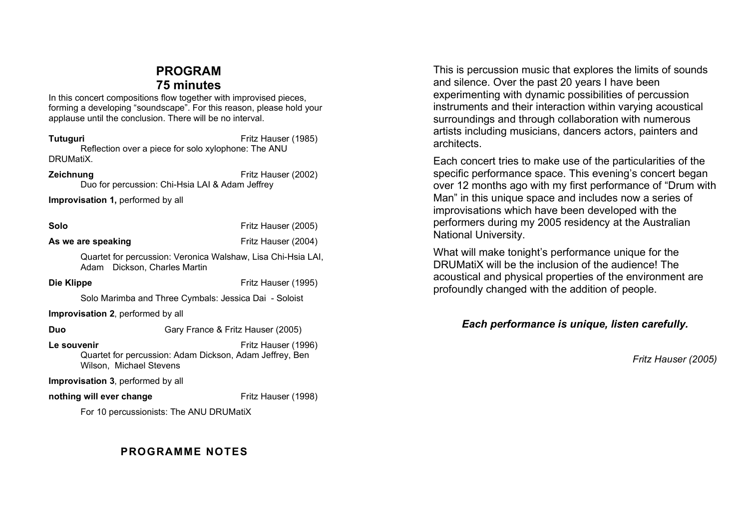# PROGRAM
# 75 minutes

In this concert compositions flow together with improvised pieces, forming a developing "soundscape". For this reason, please hold your applause until the conclusion. There will be no interval.

**Tutuguri** Fritz Hauser (1985)
Reflection over a piece for solo xylophone: The ANU DRUMatiX.

**Zeichnung** Fritz Hauser (2002)
Duo for percussion: Chi-Hsia LAI & Adam Jeffrey

**Improvisation 1,** performed by all

**Solo** Fritz Hauser (2005)

**As we are speaking** Fritz Hauser (2004)

Quartet for percussion: Veronica Walshaw, Lisa Chi-Hsia LAI, Adam Dickson, Charles Martin

**Die Klippe** Fritz Hauser (1995)

Solo Marimba and Three Cymbals: Jessica Dai - Soloist

**Improvisation 2**, performed by all

**Duo** Gary France & Fritz Hauser (2005)

**Le souvenir** Fritz Hauser (1996)
Quartet for percussion: Adam Dickson, Adam Jeffrey, Ben Wilson, Michael Stevens

**Improvisation 3**, performed by all

**nothing will ever change** Fritz Hauser (1998)

For 10 percussionists: The ANU DRUMatiX

## PROGRAMME NOTES

This is percussion music that explores the limits of sounds and silence. Over the past 20 years I have been experimenting with dynamic possibilities of percussion instruments and their interaction within varying acoustical surroundings and through collaboration with numerous artists including musicians, dancers actors, painters and architects.

Each concert tries to make use of the particularities of the specific performance space. This evening's concert began over 12 months ago with my first performance of "Drum with Man" in this unique space and includes now a series of improvisations which have been developed with the performers during my 2005 residency at the Australian National University.

What will make tonight's performance unique for the DRUMatiX will be the inclusion of the audience! The acoustical and physical properties of the environment are profoundly changed with the addition of people.

***Each performance is unique, listen carefully.***

*Fritz Hauser (2005)*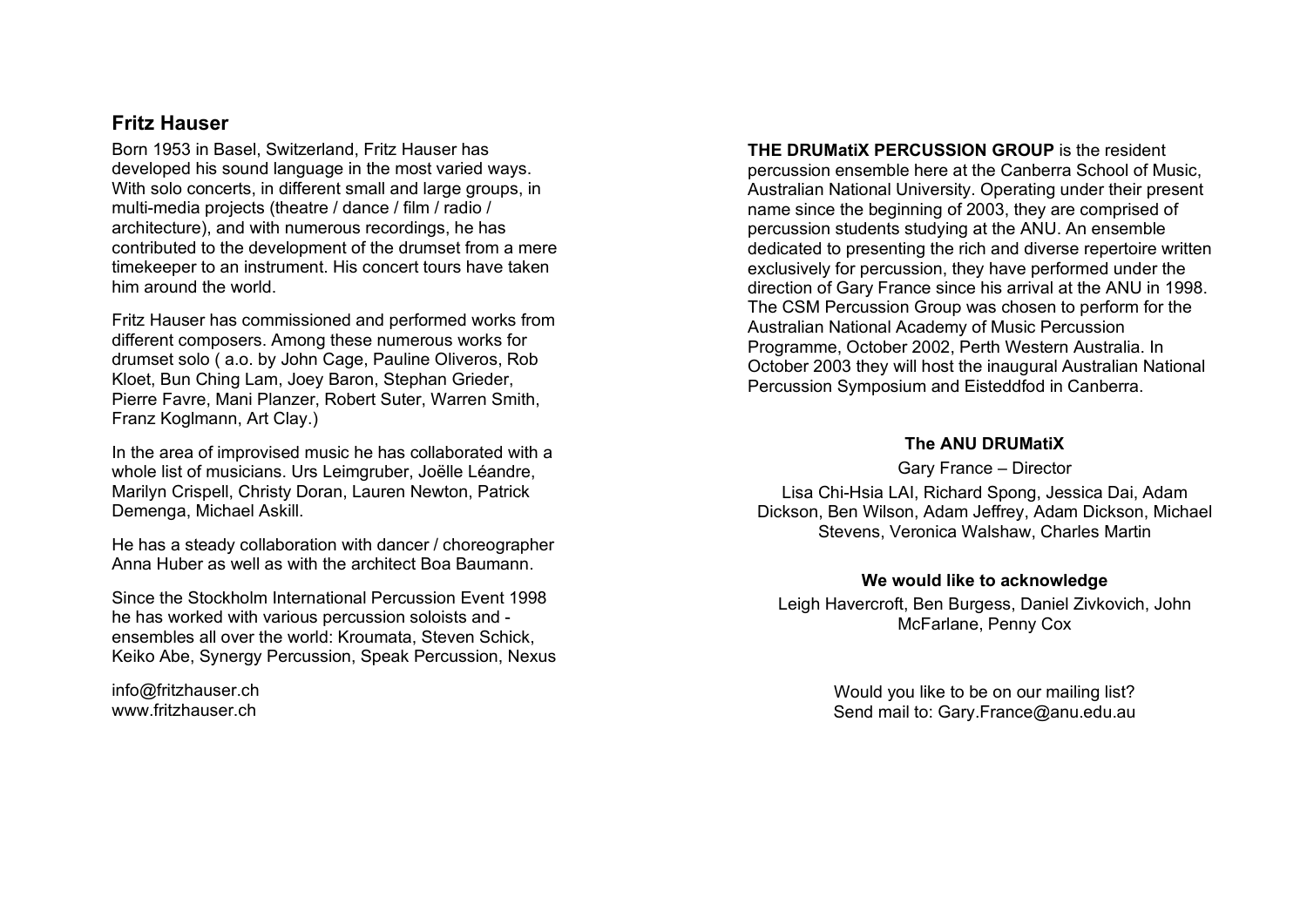## Fritz Hauser

Born 1953 in Basel, Switzerland, Fritz Hauser has developed his sound language in the most varied ways. With solo concerts, in different small and large groups, in multi-media projects (theatre / dance / film / radio / architecture), and with numerous recordings, he has contributed to the development of the drumset from a mere timekeeper to an instrument. His concert tours have taken him around the world.

Fritz Hauser has commissioned and performed works from different composers. Among these numerous works for drumset solo ( a.o. by John Cage, Pauline Oliveros, Rob Kloet, Bun Ching Lam, Joey Baron, Stephan Grieder, Pierre Favre, Mani Planzer, Robert Suter, Warren Smith, Franz Koglmann, Art Clay.)

In the area of improvised music he has collaborated with a whole list of musicians. Urs Leimgruber, Joëlle Léandre, Marilyn Crispell, Christy Doran, Lauren Newton, Patrick Demenga, Michael Askill.

He has a steady collaboration with dancer / choreographer Anna Huber as well as with the architect Boa Baumann.

Since the Stockholm International Percussion Event 1998 he has worked with various percussion soloists and - ensembles all over the world: Kroumata, Steven Schick, Keiko Abe, Synergy Percussion, Speak Percussion, Nexus

info@fritzhauser.ch
www.fritzhauser.ch

**THE DRUMatiX PERCUSSION GROUP** is the resident percussion ensemble here at the Canberra School of Music, Australian National University. Operating under their present name since the beginning of 2003, they are comprised of percussion students studying at the ANU. An ensemble dedicated to presenting the rich and diverse repertoire written exclusively for percussion, they have performed under the direction of Gary France since his arrival at the ANU in 1998. The CSM Percussion Group was chosen to perform for the Australian National Academy of Music Percussion Programme, October 2002, Perth Western Australia. In October 2003 they will host the inaugural Australian National Percussion Symposium and Eisteddfod in Canberra.

**The ANU DRUMatiX**

Gary France – Director

Lisa Chi-Hsia LAI, Richard Spong, Jessica Dai, Adam Dickson, Ben Wilson, Adam Jeffrey, Adam Dickson, Michael Stevens, Veronica Walshaw, Charles Martin

**We would like to acknowledge**

Leigh Havercroft, Ben Burgess, Daniel Zivkovich, John McFarlane, Penny Cox

Would you like to be on our mailing list?
Send mail to: Gary.France@anu.edu.au